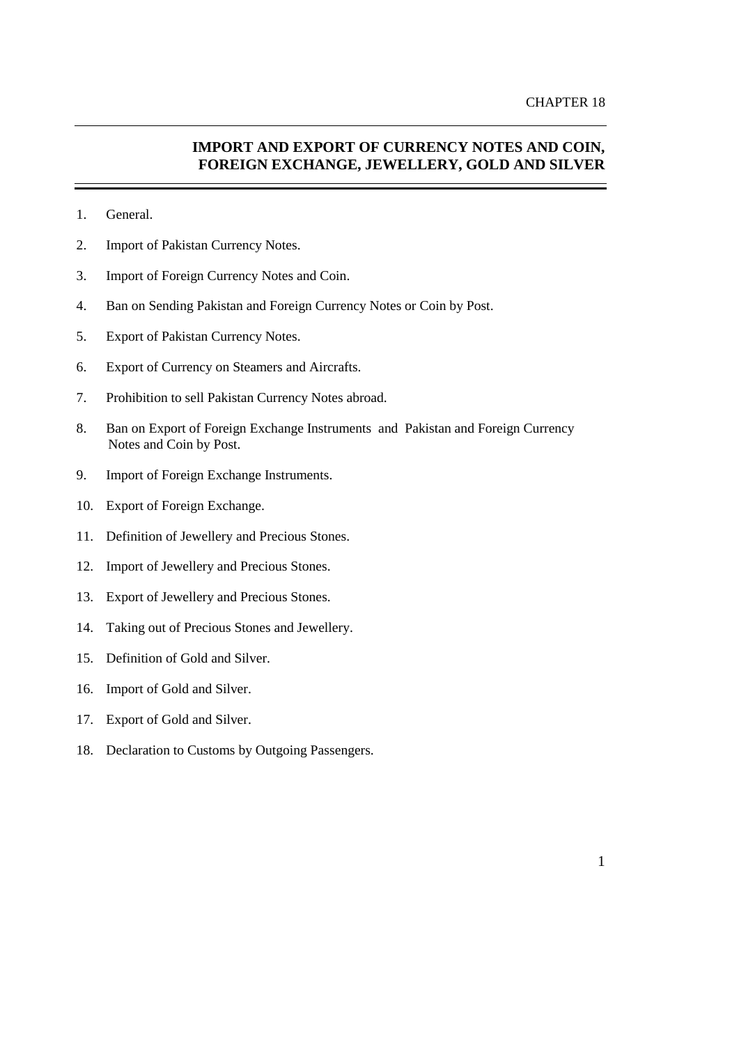CHAPTER 18

# IMPORT AND EXPORT OF CURRENCY NOTES AND COIN, FOREIGN EXCHANGE, JEWELLERY, GOLD AND SILVER

1. General.
2. Import of Pakistan Currency Notes.
3. Import of Foreign Currency Notes and Coin.
4. Ban on Sending Pakistan and Foreign Currency Notes or Coin by Post.
5. Export of Pakistan Currency Notes.
6. Export of Currency on Steamers and Aircrafts.
7. Prohibition to sell Pakistan Currency Notes abroad.
8. Ban on Export of Foreign Exchange Instruments and Pakistan and Foreign Currency Notes and Coin by Post.
9. Import of Foreign Exchange Instruments.
10. Export of Foreign Exchange.
11. Definition of Jewellery and Precious Stones.
12. Import of Jewellery and Precious Stones.
13. Export of Jewellery and Precious Stones.
14. Taking out of Precious Stones and Jewellery.
15. Definition of Gold and Silver.
16. Import of Gold and Silver.
17. Export of Gold and Silver.
18. Declaration to Customs by Outgoing Passengers.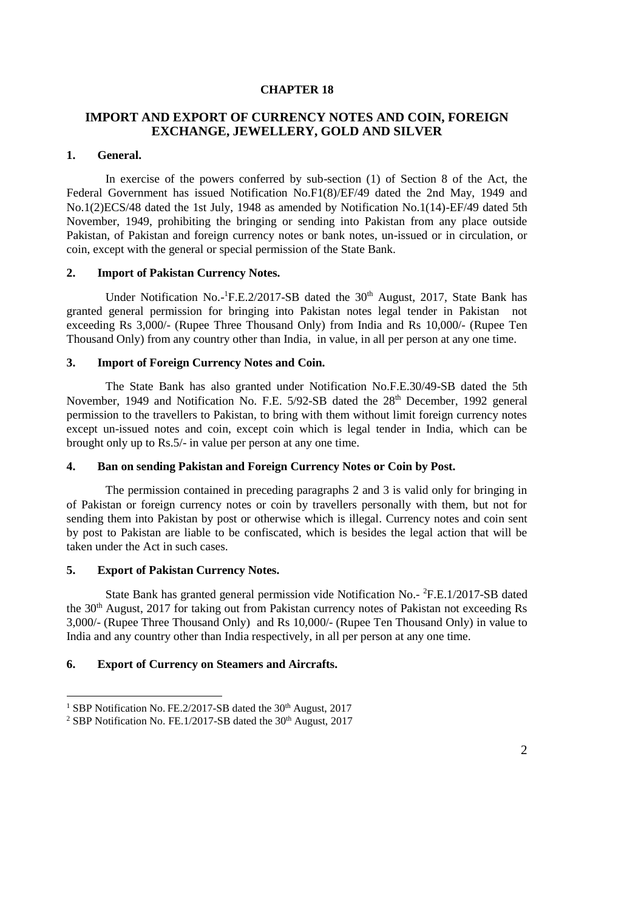**CHAPTER 18**

## IMPORT AND EXPORT OF CURRENCY NOTES AND COIN, FOREIGN EXCHANGE, JEWELLERY, GOLD AND SILVER

### 1. General.

In exercise of the powers conferred by sub-section (1) of Section 8 of the Act, the Federal Government has issued Notification No.F1(8)/EF/49 dated the 2nd May, 1949 and No.1(2)ECS/48 dated the 1st July, 1948 as amended by Notification No.1(14)-EF/49 dated 5th November, 1949, prohibiting the bringing or sending into Pakistan from any place outside Pakistan, of Pakistan and foreign currency notes or bank notes, un-issued or in circulation, or coin, except with the general or special permission of the State Bank.

### 2. Import of Pakistan Currency Notes.

Under Notification No.-[1]F.E.2/2017-SB dated the 30th August, 2017, State Bank has granted general permission for bringing into Pakistan notes legal tender in Pakistan not exceeding Rs 3,000/- (Rupee Three Thousand Only) from India and Rs 10,000/- (Rupee Ten Thousand Only) from any country other than India, in value, in all per person at any one time.

### 3. Import of Foreign Currency Notes and Coin.

The State Bank has also granted under Notification No.F.E.30/49-SB dated the 5th November, 1949 and Notification No. F.E. 5/92-SB dated the 28th December, 1992 general permission to the travellers to Pakistan, to bring with them without limit foreign currency notes except un-issued notes and coin, except coin which is legal tender in India, which can be brought only up to Rs.5/- in value per person at any one time.

### 4. Ban on sending Pakistan and Foreign Currency Notes or Coin by Post.

The permission contained in preceding paragraphs 2 and 3 is valid only for bringing in of Pakistan or foreign currency notes or coin by travellers personally with them, but not for sending them into Pakistan by post or otherwise which is illegal. Currency notes and coin sent by post to Pakistan are liable to be confiscated, which is besides the legal action that will be taken under the Act in such cases.

### 5. Export of Pakistan Currency Notes.

State Bank has granted general permission vide Notification No.- [2]F.E.1/2017-SB dated the 30th August, 2017 for taking out from Pakistan currency notes of Pakistan not exceeding Rs 3,000/- (Rupee Three Thousand Only) and Rs 10,000/- (Rupee Ten Thousand Only) in value to India and any country other than India respectively, in all per person at any one time.

### 6. Export of Currency on Steamers and Aircrafts.

---

[1] SBP Notification No. FE.2/2017-SB dated the 30th August, 2017

[2] SBP Notification No. FE.1/2017-SB dated the 30th August, 2017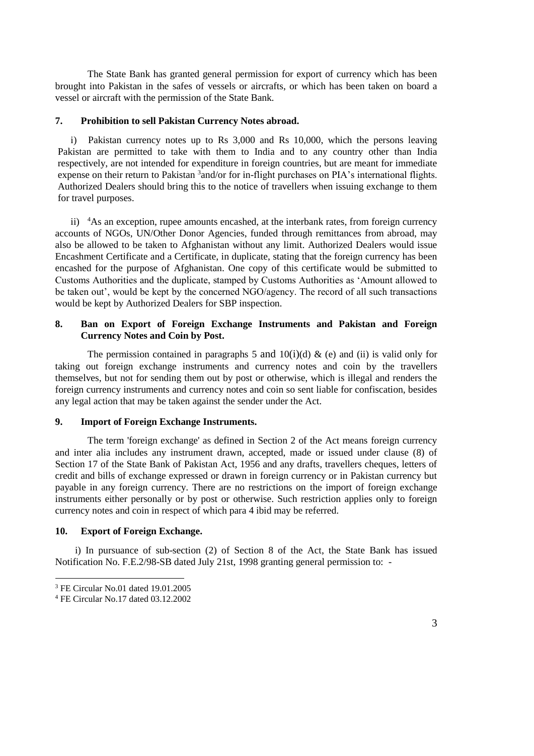The State Bank has granted general permission for export of currency which has been brought into Pakistan in the safes of vessels or aircrafts, or which has been taken on board a vessel or aircraft with the permission of the State Bank.

**7. Prohibition to sell Pakistan Currency Notes abroad.**

i) Pakistan currency notes up to Rs 3,000 and Rs 10,000, which the persons leaving Pakistan are permitted to take with them to India and to any country other than India respectively, are not intended for expenditure in foreign countries, but are meant for immediate expense on their return to Pakistan [3]and/or for in-flight purchases on PIA's international flights. Authorized Dealers should bring this to the notice of travellers when issuing exchange to them for travel purposes.

ii) [4]As an exception, rupee amounts encashed, at the interbank rates, from foreign currency accounts of NGOs, UN/Other Donor Agencies, funded through remittances from abroad, may also be allowed to be taken to Afghanistan without any limit. Authorized Dealers would issue Encashment Certificate and a Certificate, in duplicate, stating that the foreign currency has been encashed for the purpose of Afghanistan. One copy of this certificate would be submitted to Customs Authorities and the duplicate, stamped by Customs Authorities as 'Amount allowed to be taken out', would be kept by the concerned NGO/agency. The record of all such transactions would be kept by Authorized Dealers for SBP inspection.

**8. Ban on Export of Foreign Exchange Instruments and Pakistan and Foreign Currency Notes and Coin by Post.**

The permission contained in paragraphs 5 and 10(i)(d) & (e) and (ii) is valid only for taking out foreign exchange instruments and currency notes and coin by the travellers themselves, but not for sending them out by post or otherwise, which is illegal and renders the foreign currency instruments and currency notes and coin so sent liable for confiscation, besides any legal action that may be taken against the sender under the Act.

**9. Import of Foreign Exchange Instruments.**

The term 'foreign exchange' as defined in Section 2 of the Act means foreign currency and inter alia includes any instrument drawn, accepted, made or issued under clause (8) of Section 17 of the State Bank of Pakistan Act, 1956 and any drafts, travellers cheques, letters of credit and bills of exchange expressed or drawn in foreign currency or in Pakistan currency but payable in any foreign currency. There are no restrictions on the import of foreign exchange instruments either personally or by post or otherwise. Such restriction applies only to foreign currency notes and coin in respect of which para 4 ibid may be referred.

**10. Export of Foreign Exchange.**

i) In pursuance of sub-section (2) of Section 8 of the Act, the State Bank has issued Notification No. F.E.2/98-SB dated July 21st, 1998 granting general permission to: -

---

[3] FE Circular No.01 dated 19.01.2005

[4] FE Circular No.17 dated 03.12.2002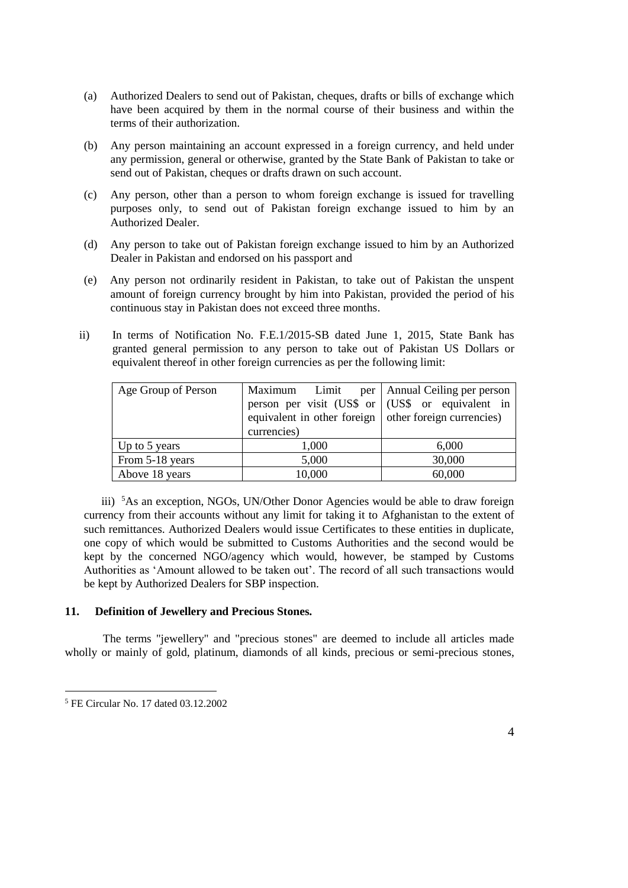(a) Authorized Dealers to send out of Pakistan, cheques, drafts or bills of exchange which have been acquired by them in the normal course of their business and within the terms of their authorization.

(b) Any person maintaining an account expressed in a foreign currency, and held under any permission, general or otherwise, granted by the State Bank of Pakistan to take or send out of Pakistan, cheques or drafts drawn on such account.

(c) Any person, other than a person to whom foreign exchange is issued for travelling purposes only, to send out of Pakistan foreign exchange issued to him by an Authorized Dealer.

(d) Any person to take out of Pakistan foreign exchange issued to him by an Authorized Dealer in Pakistan and endorsed on his passport and

(e) Any person not ordinarily resident in Pakistan, to take out of Pakistan the unspent amount of foreign currency brought by him into Pakistan, provided the period of his continuous stay in Pakistan does not exceed three months.

ii) In terms of Notification No. F.E.1/2015-SB dated June 1, 2015, State Bank has granted general permission to any person to take out of Pakistan US Dollars or equivalent thereof in other foreign currencies as per the following limit:

| Age Group of Person | Maximum Limit per person per visit (US$ or equivalent in other foreign currencies) | Annual Ceiling per person (US$ or equivalent in other foreign currencies) |
|---|---|---|
| Up to 5 years | 1,000 | 6,000 |
| From 5-18 years | 5,000 | 30,000 |
| Above 18 years | 10,000 | 60,000 |

iii) [5]As an exception, NGOs, UN/Other Donor Agencies would be able to draw foreign currency from their accounts without any limit for taking it to Afghanistan to the extent of such remittances. Authorized Dealers would issue Certificates to these entities in duplicate, one copy of which would be submitted to Customs Authorities and the second would be kept by the concerned NGO/agency which would, however, be stamped by Customs Authorities as 'Amount allowed to be taken out'. The record of all such transactions would be kept by Authorized Dealers for SBP inspection.

**11. Definition of Jewellery and Precious Stones.**

The terms "jewellery" and "precious stones" are deemed to include all articles made wholly or mainly of gold, platinum, diamonds of all kinds, precious or semi-precious stones,

[5] FE Circular No. 17 dated 03.12.2002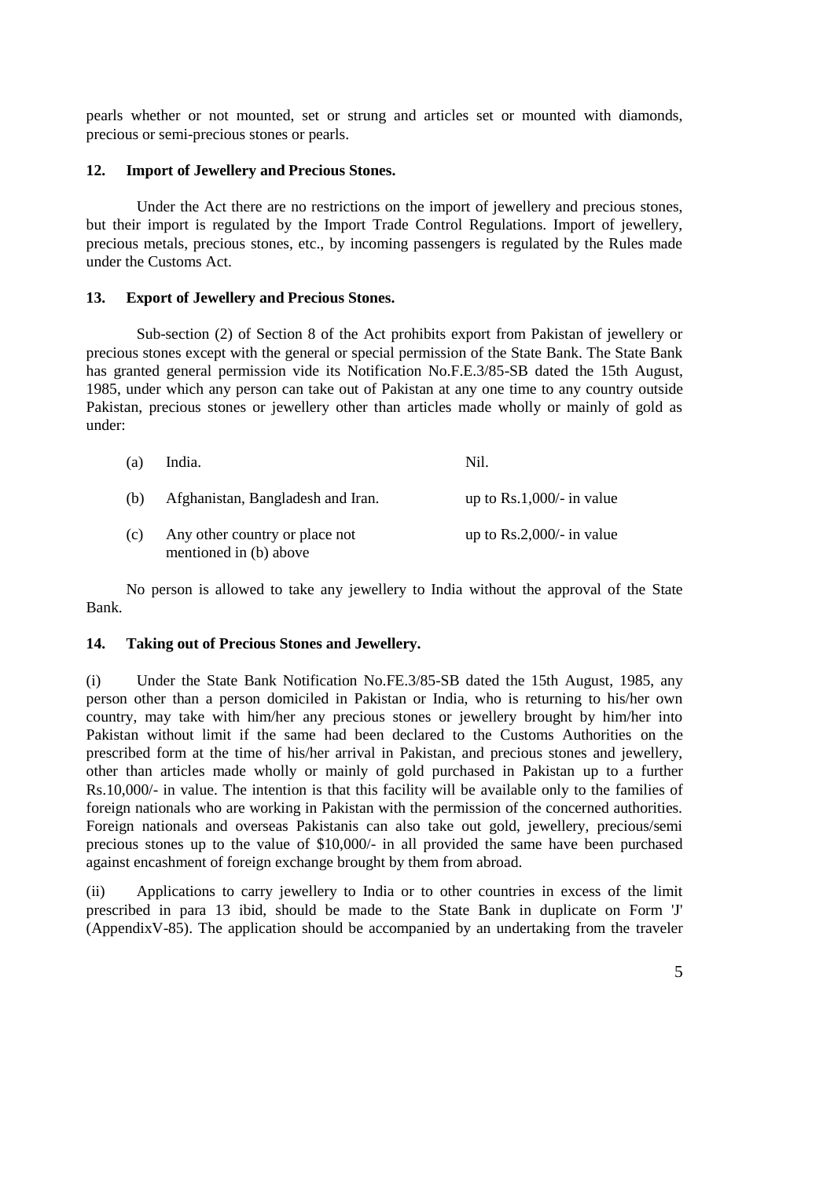pearls whether or not mounted, set or strung and articles set or mounted with diamonds, precious or semi-precious stones or pearls.

### 12. Import of Jewellery and Precious Stones.

Under the Act there are no restrictions on the import of jewellery and precious stones, but their import is regulated by the Import Trade Control Regulations. Import of jewellery, precious metals, precious stones, etc., by incoming passengers is regulated by the Rules made under the Customs Act.

### 13. Export of Jewellery and Precious Stones.

Sub-section (2) of Section 8 of the Act prohibits export from Pakistan of jewellery or precious stones except with the general or special permission of the State Bank. The State Bank has granted general permission vide its Notification No.F.E.3/85-SB dated the 15th August, 1985, under which any person can take out of Pakistan at any one time to any country outside Pakistan, precious stones or jewellery other than articles made wholly or mainly of gold as under:

| | | |
|---|---|---|
| (a) | India. | Nil. |
| (b) | Afghanistan, Bangladesh and Iran. | up to Rs.1,000/- in value |
| (c) | Any other country or place not mentioned in (b) above | up to Rs.2,000/- in value |

No person is allowed to take any jewellery to India without the approval of the State Bank.

### 14. Taking out of Precious Stones and Jewellery.

(i) Under the State Bank Notification No.FE.3/85-SB dated the 15th August, 1985, any person other than a person domiciled in Pakistan or India, who is returning to his/her own country, may take with him/her any precious stones or jewellery brought by him/her into Pakistan without limit if the same had been declared to the Customs Authorities on the prescribed form at the time of his/her arrival in Pakistan, and precious stones and jewellery, other than articles made wholly or mainly of gold purchased in Pakistan up to a further Rs.10,000/- in value. The intention is that this facility will be available only to the families of foreign nationals who are working in Pakistan with the permission of the concerned authorities. Foreign nationals and overseas Pakistanis can also take out gold, jewellery, precious/semi precious stones up to the value of $10,000/- in all provided the same have been purchased against encashment of foreign exchange brought by them from abroad.

(ii) Applications to carry jewellery to India or to other countries in excess of the limit prescribed in para 13 ibid, should be made to the State Bank in duplicate on Form 'J' (AppendixV-85). The application should be accompanied by an undertaking from the traveler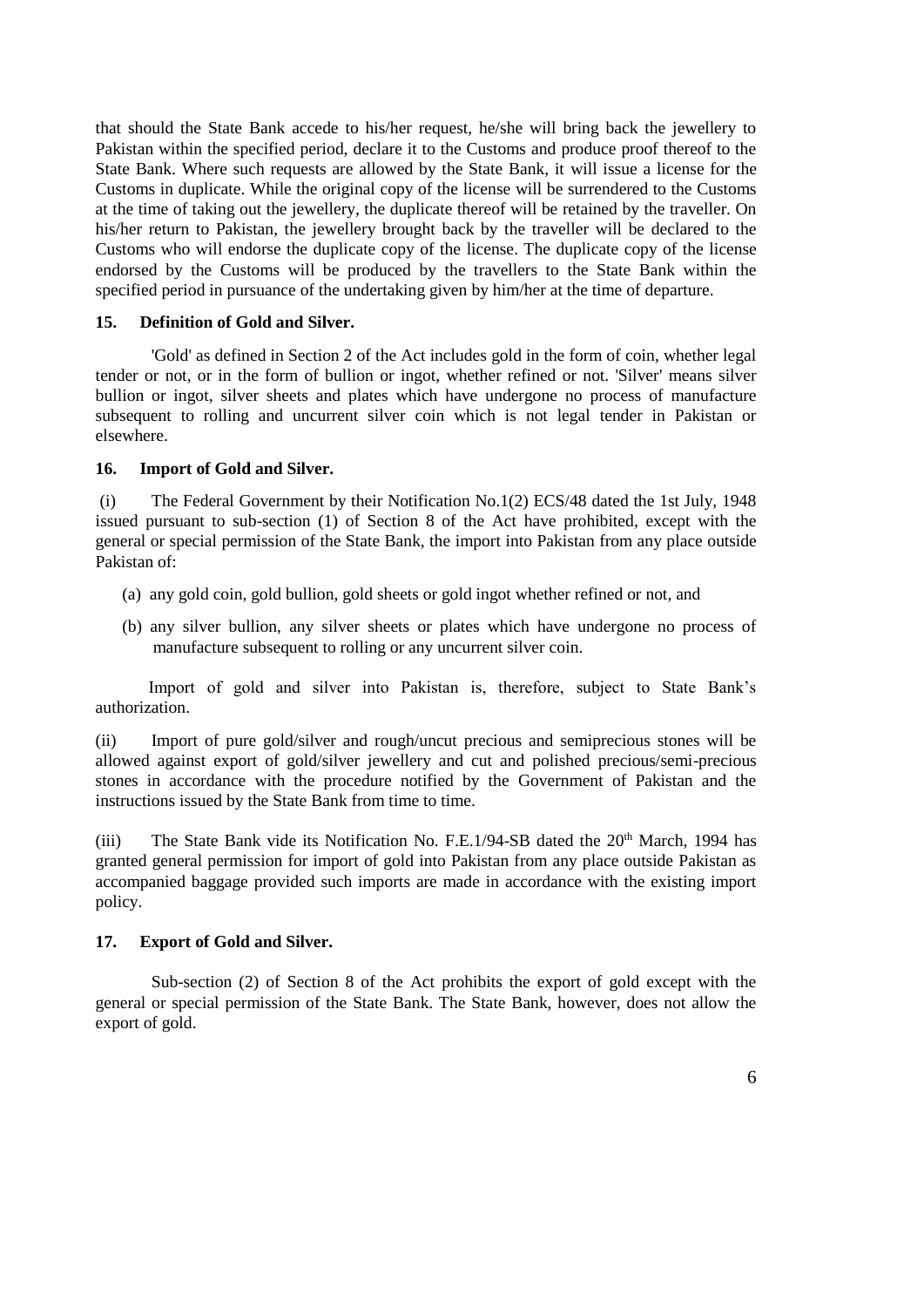that should the State Bank accede to his/her request, he/she will bring back the jewellery to Pakistan within the specified period, declare it to the Customs and produce proof thereof to the State Bank. Where such requests are allowed by the State Bank, it will issue a license for the Customs in duplicate. While the original copy of the license will be surrendered to the Customs at the time of taking out the jewellery, the duplicate thereof will be retained by the traveller. On his/her return to Pakistan, the jewellery brought back by the traveller will be declared to the Customs who will endorse the duplicate copy of the license. The duplicate copy of the license endorsed by the Customs will be produced by the travellers to the State Bank within the specified period in pursuance of the undertaking given by him/her at the time of departure.

### 15. Definition of Gold and Silver.

'Gold' as defined in Section 2 of the Act includes gold in the form of coin, whether legal tender or not, or in the form of bullion or ingot, whether refined or not. 'Silver' means silver bullion or ingot, silver sheets and plates which have undergone no process of manufacture subsequent to rolling and uncurrent silver coin which is not legal tender in Pakistan or elsewhere.

### 16. Import of Gold and Silver.

(i) The Federal Government by their Notification No.1(2) ECS/48 dated the 1st July, 1948 issued pursuant to sub-section (1) of Section 8 of the Act have prohibited, except with the general or special permission of the State Bank, the import into Pakistan from any place outside Pakistan of:

(a) any gold coin, gold bullion, gold sheets or gold ingot whether refined or not, and

(b) any silver bullion, any silver sheets or plates which have undergone no process of manufacture subsequent to rolling or any uncurrent silver coin.

Import of gold and silver into Pakistan is, therefore, subject to State Bank's authorization.

(ii) Import of pure gold/silver and rough/uncut precious and semiprecious stones will be allowed against export of gold/silver jewellery and cut and polished precious/semi-precious stones in accordance with the procedure notified by the Government of Pakistan and the instructions issued by the State Bank from time to time.

(iii) The State Bank vide its Notification No. F.E.1/94-SB dated the 20th March, 1994 has granted general permission for import of gold into Pakistan from any place outside Pakistan as accompanied baggage provided such imports are made in accordance with the existing import policy.

### 17. Export of Gold and Silver.

Sub-section (2) of Section 8 of the Act prohibits the export of gold except with the general or special permission of the State Bank. The State Bank, however, does not allow the export of gold.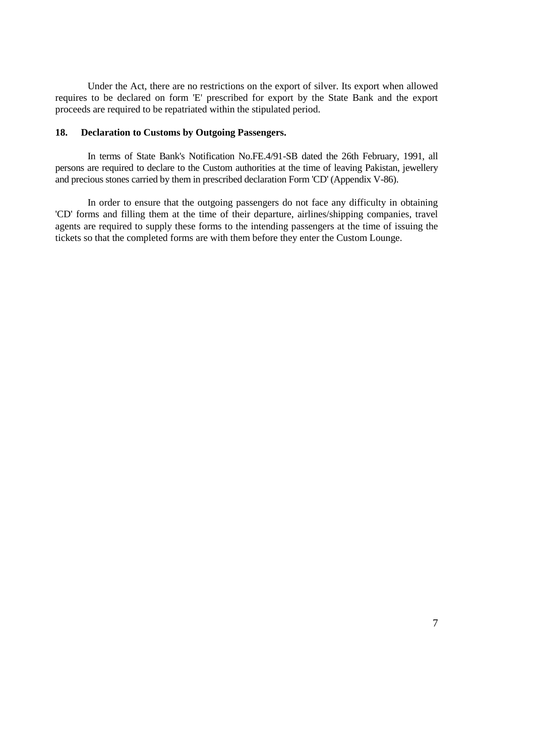Under the Act, there are no restrictions on the export of silver. Its export when allowed requires to be declared on form 'E' prescribed for export by the State Bank and the export proceeds are required to be repatriated within the stipulated period.

### 18. Declaration to Customs by Outgoing Passengers.

In terms of State Bank's Notification No.FE.4/91-SB dated the 26th February, 1991, all persons are required to declare to the Custom authorities at the time of leaving Pakistan, jewellery and precious stones carried by them in prescribed declaration Form 'CD' (Appendix V-86).

In order to ensure that the outgoing passengers do not face any difficulty in obtaining 'CD' forms and filling them at the time of their departure, airlines/shipping companies, travel agents are required to supply these forms to the intending passengers at the time of issuing the tickets so that the completed forms are with them before they enter the Custom Lounge.